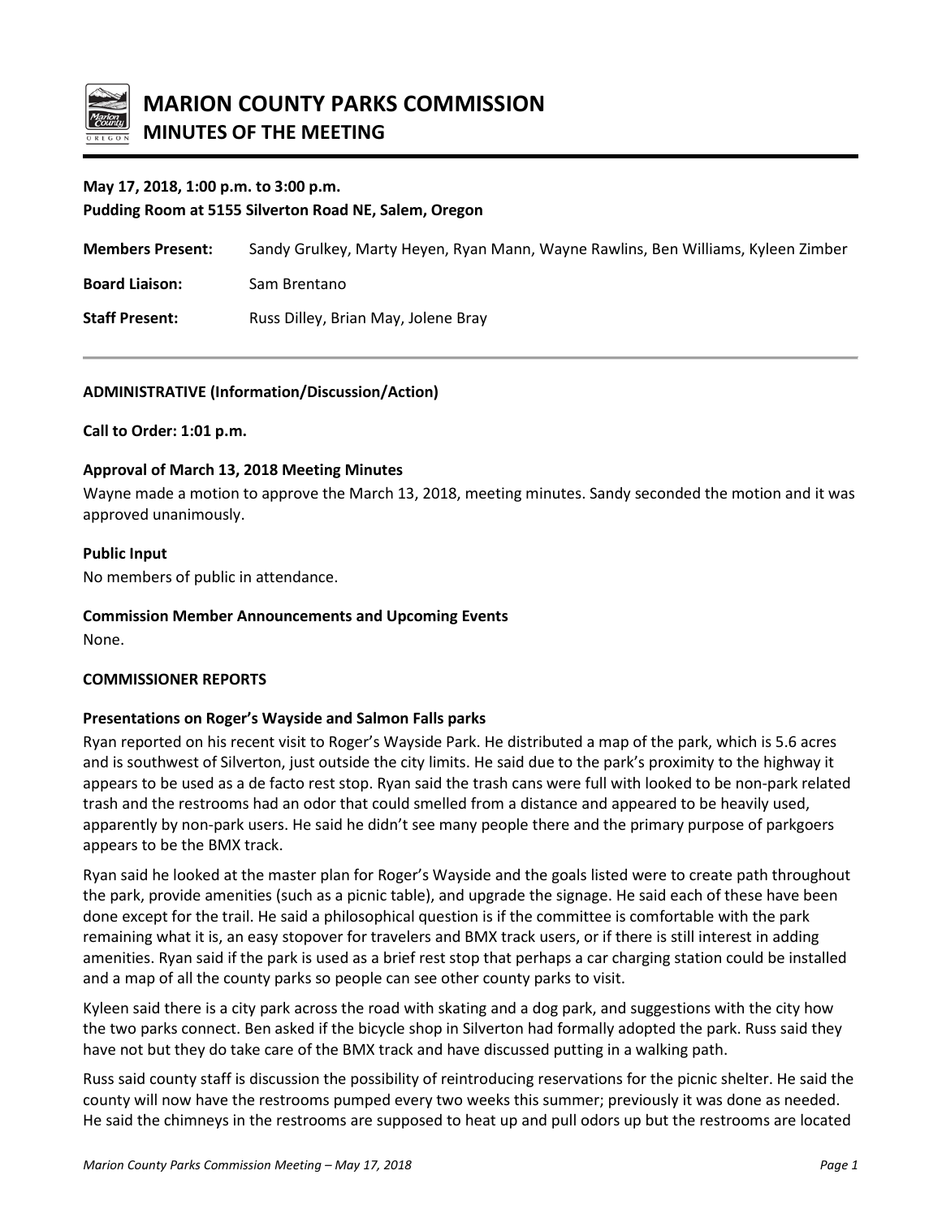# MARION COUNTY PARKS COMMISSION
## MINUTES OF THE MEETING

**May 17, 2018, 1:00 p.m. to 3:00 p.m.**
**Pudding Room at 5155 Silverton Road NE, Salem, Oregon**

**Members Present:** Sandy Grulkey, Marty Heyen, Ryan Mann, Wayne Rawlins, Ben Williams, Kyleen Zimber

**Board Liaison:** Sam Brentano

**Staff Present:** Russ Dilley, Brian May, Jolene Bray

---

**ADMINISTRATIVE (Information/Discussion/Action)**

**Call to Order: 1:01 p.m.**

**Approval of March 13, 2018 Meeting Minutes**

Wayne made a motion to approve the March 13, 2018, meeting minutes. Sandy seconded the motion and it was approved unanimously.

**Public Input**

No members of public in attendance.

**Commission Member Announcements and Upcoming Events**

None.

**COMMISSIONER REPORTS**

**Presentations on Roger's Wayside and Salmon Falls parks**

Ryan reported on his recent visit to Roger's Wayside Park. He distributed a map of the park, which is 5.6 acres and is southwest of Silverton, just outside the city limits. He said due to the park's proximity to the highway it appears to be used as a de facto rest stop. Ryan said the trash cans were full with looked to be non-park related trash and the restrooms had an odor that could smelled from a distance and appeared to be heavily used, apparently by non-park users. He said he didn't see many people there and the primary purpose of parkgoers appears to be the BMX track.

Ryan said he looked at the master plan for Roger's Wayside and the goals listed were to create path throughout the park, provide amenities (such as a picnic table), and upgrade the signage. He said each of these have been done except for the trail. He said a philosophical question is if the committee is comfortable with the park remaining what it is, an easy stopover for travelers and BMX track users, or if there is still interest in adding amenities. Ryan said if the park is used as a brief rest stop that perhaps a car charging station could be installed and a map of all the county parks so people can see other county parks to visit.

Kyleen said there is a city park across the road with skating and a dog park, and suggestions with the city how the two parks connect. Ben asked if the bicycle shop in Silverton had formally adopted the park. Russ said they have not but they do take care of the BMX track and have discussed putting in a walking path.

Russ said county staff is discussion the possibility of reintroducing reservations for the picnic shelter. He said the county will now have the restrooms pumped every two weeks this summer; previously it was done as needed. He said the chimneys in the restrooms are supposed to heat up and pull odors up but the restrooms are located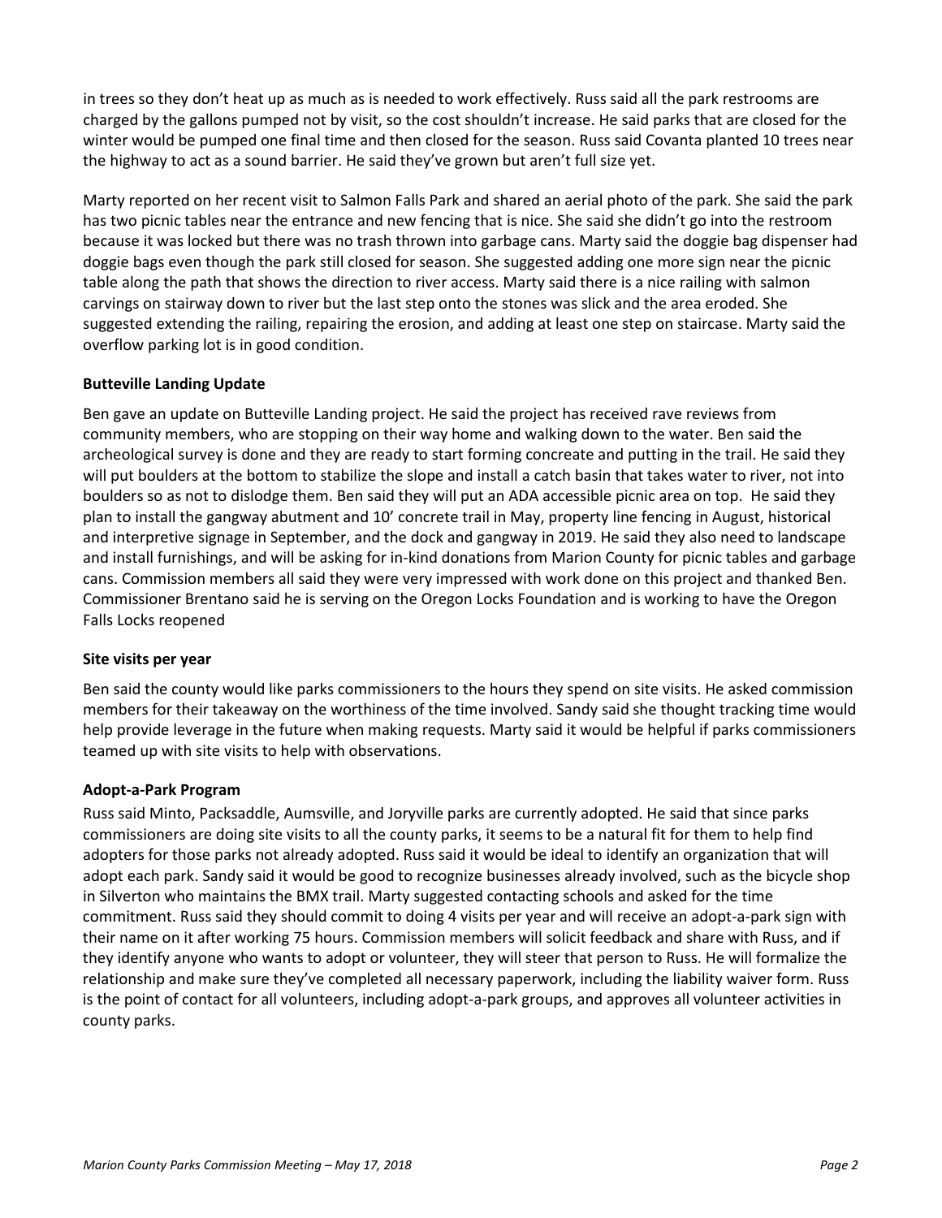in trees so they don't heat up as much as is needed to work effectively. Russ said all the park restrooms are charged by the gallons pumped not by visit, so the cost shouldn't increase. He said parks that are closed for the winter would be pumped one final time and then closed for the season. Russ said Covanta planted 10 trees near the highway to act as a sound barrier. He said they've grown but aren't full size yet.

Marty reported on her recent visit to Salmon Falls Park and shared an aerial photo of the park. She said the park has two picnic tables near the entrance and new fencing that is nice. She said she didn't go into the restroom because it was locked but there was no trash thrown into garbage cans. Marty said the doggie bag dispenser had doggie bags even though the park still closed for season. She suggested adding one more sign near the picnic table along the path that shows the direction to river access. Marty said there is a nice railing with salmon carvings on stairway down to river but the last step onto the stones was slick and the area eroded. She suggested extending the railing, repairing the erosion, and adding at least one step on staircase. Marty said the overflow parking lot is in good condition.

**Butteville Landing Update**

Ben gave an update on Butteville Landing project. He said the project has received rave reviews from community members, who are stopping on their way home and walking down to the water. Ben said the archeological survey is done and they are ready to start forming concreate and putting in the trail. He said they will put boulders at the bottom to stabilize the slope and install a catch basin that takes water to river, not into boulders so as not to dislodge them. Ben said they will put an ADA accessible picnic area on top. He said they plan to install the gangway abutment and 10' concrete trail in May, property line fencing in August, historical and interpretive signage in September, and the dock and gangway in 2019. He said they also need to landscape and install furnishings, and will be asking for in-kind donations from Marion County for picnic tables and garbage cans. Commission members all said they were very impressed with work done on this project and thanked Ben. Commissioner Brentano said he is serving on the Oregon Locks Foundation and is working to have the Oregon Falls Locks reopened

**Site visits per year**

Ben said the county would like parks commissioners to the hours they spend on site visits. He asked commission members for their takeaway on the worthiness of the time involved. Sandy said she thought tracking time would help provide leverage in the future when making requests. Marty said it would be helpful if parks commissioners teamed up with site visits to help with observations.

**Adopt-a-Park Program**

Russ said Minto, Packsaddle, Aumsville, and Joryville parks are currently adopted. He said that since parks commissioners are doing site visits to all the county parks, it seems to be a natural fit for them to help find adopters for those parks not already adopted. Russ said it would be ideal to identify an organization that will adopt each park. Sandy said it would be good to recognize businesses already involved, such as the bicycle shop in Silverton who maintains the BMX trail. Marty suggested contacting schools and asked for the time commitment. Russ said they should commit to doing 4 visits per year and will receive an adopt-a-park sign with their name on it after working 75 hours. Commission members will solicit feedback and share with Russ, and if they identify anyone who wants to adopt or volunteer, they will steer that person to Russ. He will formalize the relationship and make sure they've completed all necessary paperwork, including the liability waiver form. Russ is the point of contact for all volunteers, including adopt-a-park groups, and approves all volunteer activities in county parks.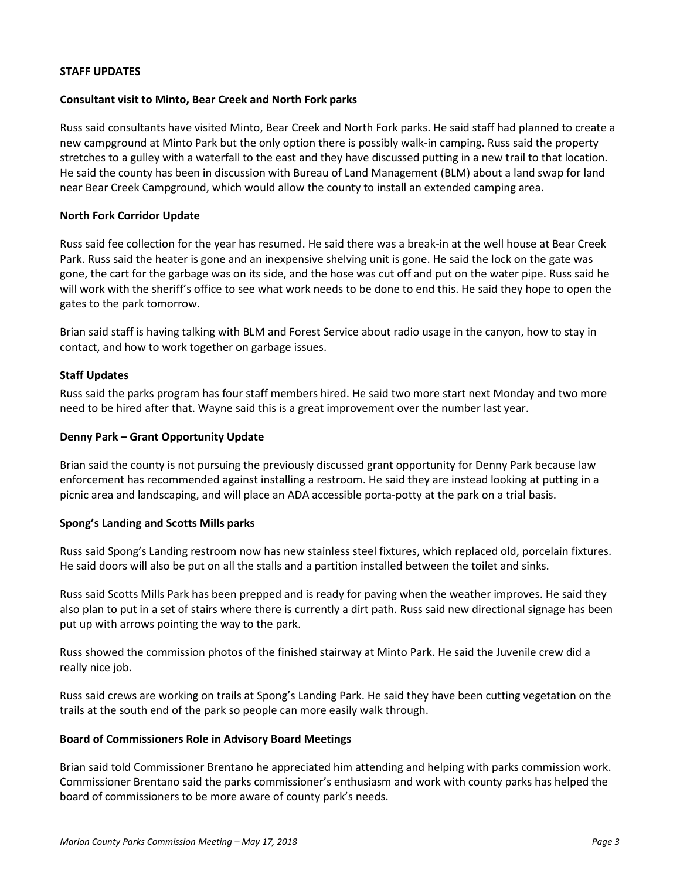**STAFF UPDATES**

**Consultant visit to Minto, Bear Creek and North Fork parks**

Russ said consultants have visited Minto, Bear Creek and North Fork parks. He said staff had planned to create a new campground at Minto Park but the only option there is possibly walk-in camping. Russ said the property stretches to a gulley with a waterfall to the east and they have discussed putting in a new trail to that location. He said the county has been in discussion with Bureau of Land Management (BLM) about a land swap for land near Bear Creek Campground, which would allow the county to install an extended camping area.

**North Fork Corridor Update**

Russ said fee collection for the year has resumed. He said there was a break-in at the well house at Bear Creek Park. Russ said the heater is gone and an inexpensive shelving unit is gone. He said the lock on the gate was gone, the cart for the garbage was on its side, and the hose was cut off and put on the water pipe. Russ said he will work with the sheriff's office to see what work needs to be done to end this. He said they hope to open the gates to the park tomorrow.

Brian said staff is having talking with BLM and Forest Service about radio usage in the canyon, how to stay in contact, and how to work together on garbage issues.

**Staff Updates**

Russ said the parks program has four staff members hired. He said two more start next Monday and two more need to be hired after that. Wayne said this is a great improvement over the number last year.

**Denny Park – Grant Opportunity Update**

Brian said the county is not pursuing the previously discussed grant opportunity for Denny Park because law enforcement has recommended against installing a restroom. He said they are instead looking at putting in a picnic area and landscaping, and will place an ADA accessible porta-potty at the park on a trial basis.

**Spong's Landing and Scotts Mills parks**

Russ said Spong's Landing restroom now has new stainless steel fixtures, which replaced old, porcelain fixtures. He said doors will also be put on all the stalls and a partition installed between the toilet and sinks.

Russ said Scotts Mills Park has been prepped and is ready for paving when the weather improves. He said they also plan to put in a set of stairs where there is currently a dirt path. Russ said new directional signage has been put up with arrows pointing the way to the park.

Russ showed the commission photos of the finished stairway at Minto Park. He said the Juvenile crew did a really nice job.

Russ said crews are working on trails at Spong's Landing Park. He said they have been cutting vegetation on the trails at the south end of the park so people can more easily walk through.

**Board of Commissioners Role in Advisory Board Meetings**

Brian said told Commissioner Brentano he appreciated him attending and helping with parks commission work. Commissioner Brentano said the parks commissioner's enthusiasm and work with county parks has helped the board of commissioners to be more aware of county park's needs.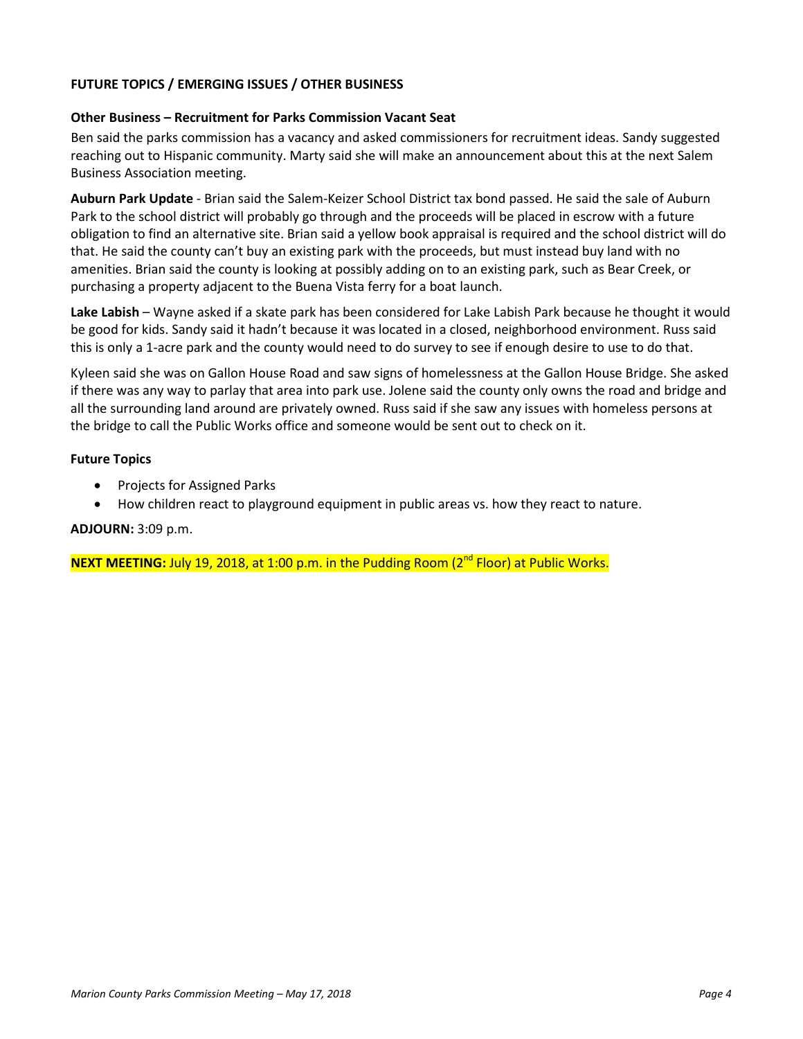## FUTURE TOPICS / EMERGING ISSUES / OTHER BUSINESS

### Other Business – Recruitment for Parks Commission Vacant Seat

Ben said the parks commission has a vacancy and asked commissioners for recruitment ideas. Sandy suggested reaching out to Hispanic community. Marty said she will make an announcement about this at the next Salem Business Association meeting.

**Auburn Park Update** - Brian said the Salem-Keizer School District tax bond passed. He said the sale of Auburn Park to the school district will probably go through and the proceeds will be placed in escrow with a future obligation to find an alternative site. Brian said a yellow book appraisal is required and the school district will do that. He said the county can't buy an existing park with the proceeds, but must instead buy land with no amenities. Brian said the county is looking at possibly adding on to an existing park, such as Bear Creek, or purchasing a property adjacent to the Buena Vista ferry for a boat launch.

**Lake Labish** – Wayne asked if a skate park has been considered for Lake Labish Park because he thought it would be good for kids. Sandy said it hadn't because it was located in a closed, neighborhood environment. Russ said this is only a 1-acre park and the county would need to do survey to see if enough desire to use to do that.

Kyleen said she was on Gallon House Road and saw signs of homelessness at the Gallon House Bridge. She asked if there was any way to parlay that area into park use. Jolene said the county only owns the road and bridge and all the surrounding land around are privately owned. Russ said if she saw any issues with homeless persons at the bridge to call the Public Works office and someone would be sent out to check on it.

### Future Topics

- Projects for Assigned Parks
- How children react to playground equipment in public areas vs. how they react to nature.

**ADJOURN:** 3:09 p.m.

**NEXT MEETING:** July 19, 2018, at 1:00 p.m. in the Pudding Room (2nd Floor) at Public Works.